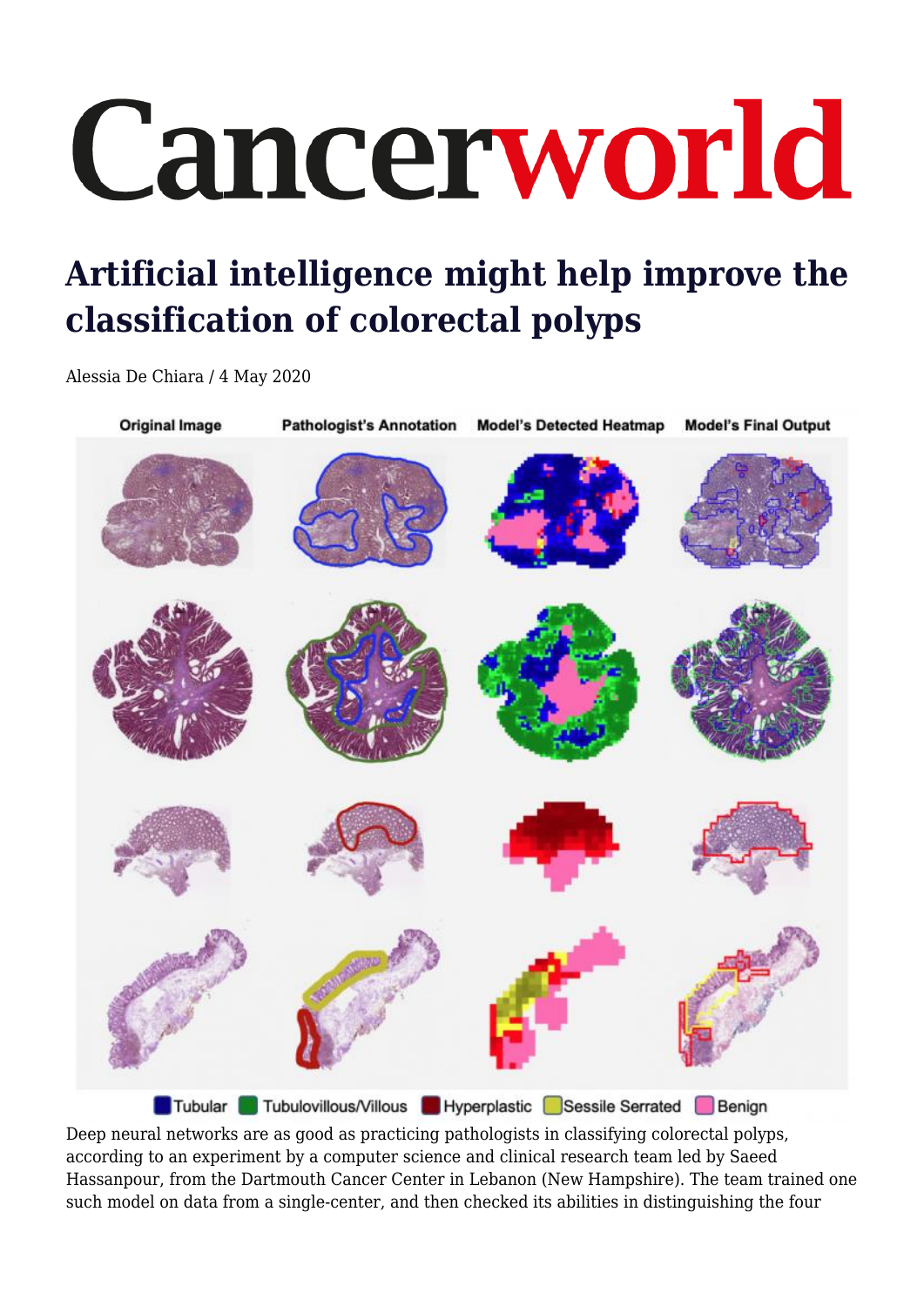# Cancerworld

## Artificial intelligence might help improve the classification of colorectal polyps

Alessia De Chiara / 4 May 2020

Original Image | Pathologist's Annotation | Model's Detected Heatmap | Model's Final Output

Tubular | Tubulovillous/Villous | Hyperplastic | Sessile Serrated | Benign

Deep neural networks are as good as practicing pathologists in classifying colorectal polyps, according to an experiment by a computer science and clinical research team led by Saeed Hassanpour, from the Dartmouth Cancer Center in Lebanon (New Hampshire). The team trained one such model on data from a single-center, and then checked its abilities in distinguishing the four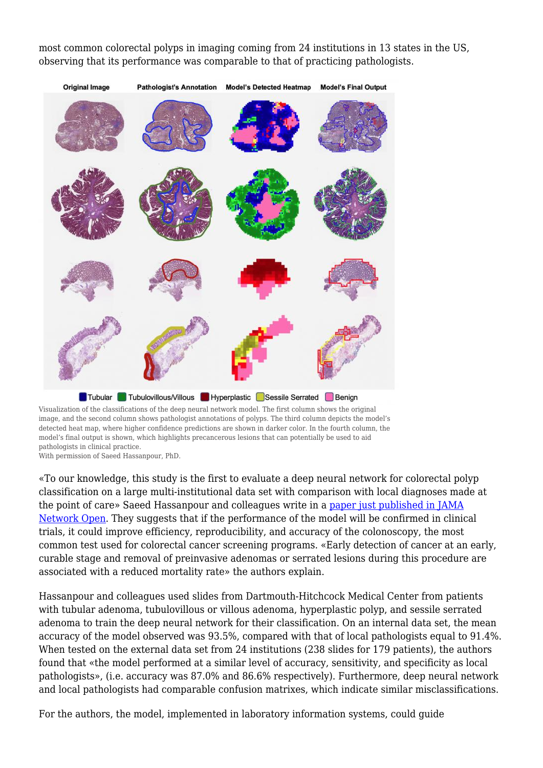most common colorectal polyps in imaging coming from 24 institutions in 13 states in the US, observing that its performance was comparable to that of practicing pathologists.

Visualization of the classifications of the deep neural network model. The first column shows the original image, and the second column shows pathologist annotations of polyps. The third column depicts the model's detected heat map, where higher confidence predictions are shown in darker color. In the fourth column, the model's final output is shown, which highlights precancerous lesions that can potentially be used to aid pathologists in clinical practice.
With permission of Saeed Hassanpour, PhD.

«To our knowledge, this study is the first to evaluate a deep neural network for colorectal polyp classification on a large multi-institutional data set with comparison with local diagnoses made at the point of care» Saeed Hassanpour and colleagues write in a [paper just published in JAMA Network Open](). They suggests that if the performance of the model will be confirmed in clinical trials, it could improve efficiency, reproducibility, and accuracy of the colonoscopy, the most common test used for colorectal cancer screening programs. «Early detection of cancer at an early, curable stage and removal of preinvasive adenomas or serrated lesions during this procedure are associated with a reduced mortality rate» the authors explain.

Hassanpour and colleagues used slides from Dartmouth-Hitchcock Medical Center from patients with tubular adenoma, tubulovillous or villous adenoma, hyperplastic polyp, and sessile serrated adenoma to train the deep neural network for their classification. On an internal data set, the mean accuracy of the model observed was 93.5%, compared with that of local pathologists equal to 91.4%. When tested on the external data set from 24 institutions (238 slides for 179 patients), the authors found that «the model performed at a similar level of accuracy, sensitivity, and specificity as local pathologists», (i.e. accuracy was 87.0% and 86.6% respectively). Furthermore, deep neural network and local pathologists had comparable confusion matrixes, which indicate similar misclassifications.

For the authors, the model, implemented in laboratory information systems, could guide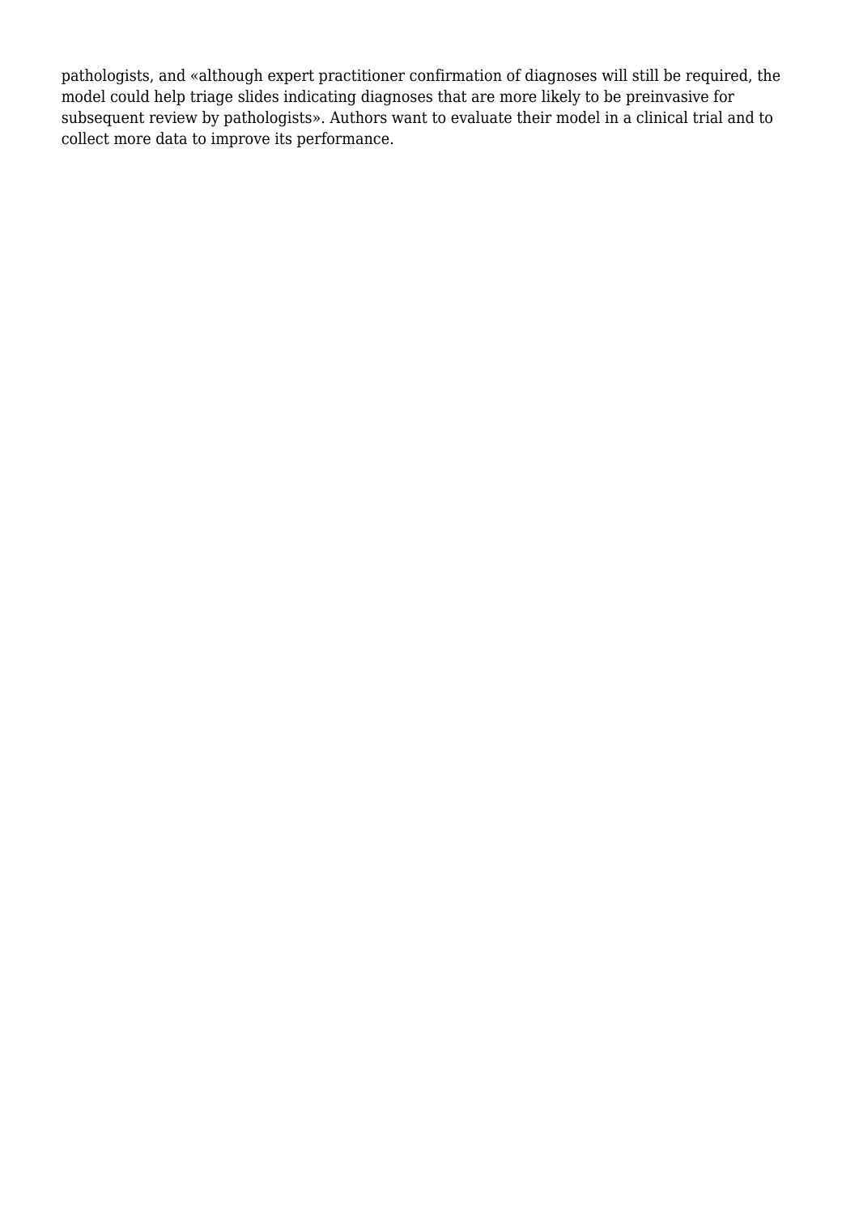pathologists, and «although expert practitioner confirmation of diagnoses will still be required, the model could help triage slides indicating diagnoses that are more likely to be preinvasive for subsequent review by pathologists». Authors want to evaluate their model in a clinical trial and to collect more data to improve its performance.